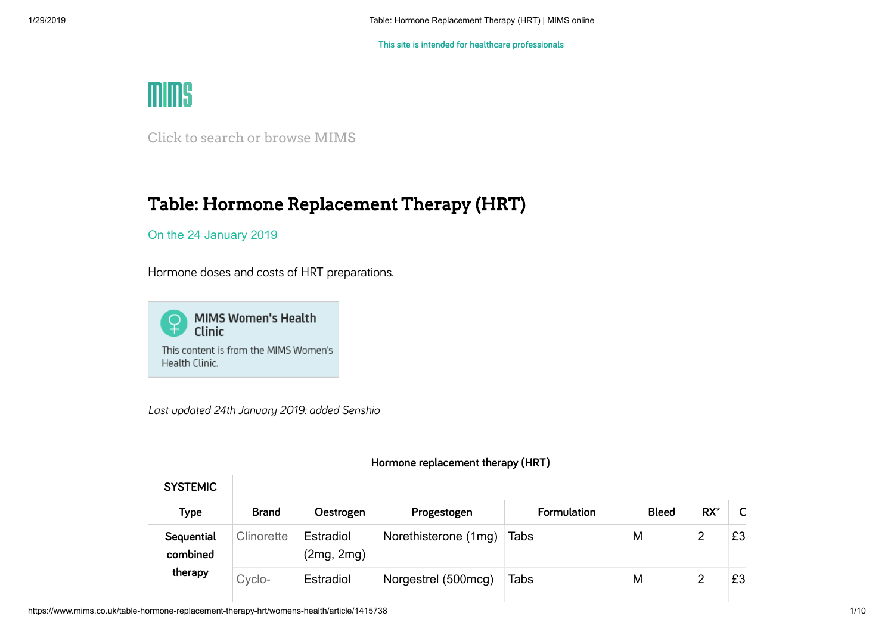This site is intended for healthcare professionals

Click to search or browse MIMS

# Table: Hormone Replacement Therapy (HRT)

On the 24 January 2019

Hormone doses and costs of HRT preparations.

**MIMS Women's Health Clinic**

This content is from the MIMS Women's Health Clinic.

*Last updated 24th January 2019: added Senshio*

| Hormone replacement therapy (HRT) | | | | | | | |
|---|---|---|---|---|---|---|---|
| **SYSTEMIC** | | | | | | | |
| **Type** | **Brand** | **Oestrogen** | **Progestogen** | **Formulation** | **Bleed** | **RX*** | **C** |
| **Sequential combined therapy** | Clinorette | Estradiol (2mg, 2mg) | Norethisterone (1mg) | Tabs | M | 2 | £3 |
| | Cyclo- | Estradiol | Norgestrel (500mcg) | Tabs | M | 2 | £3 |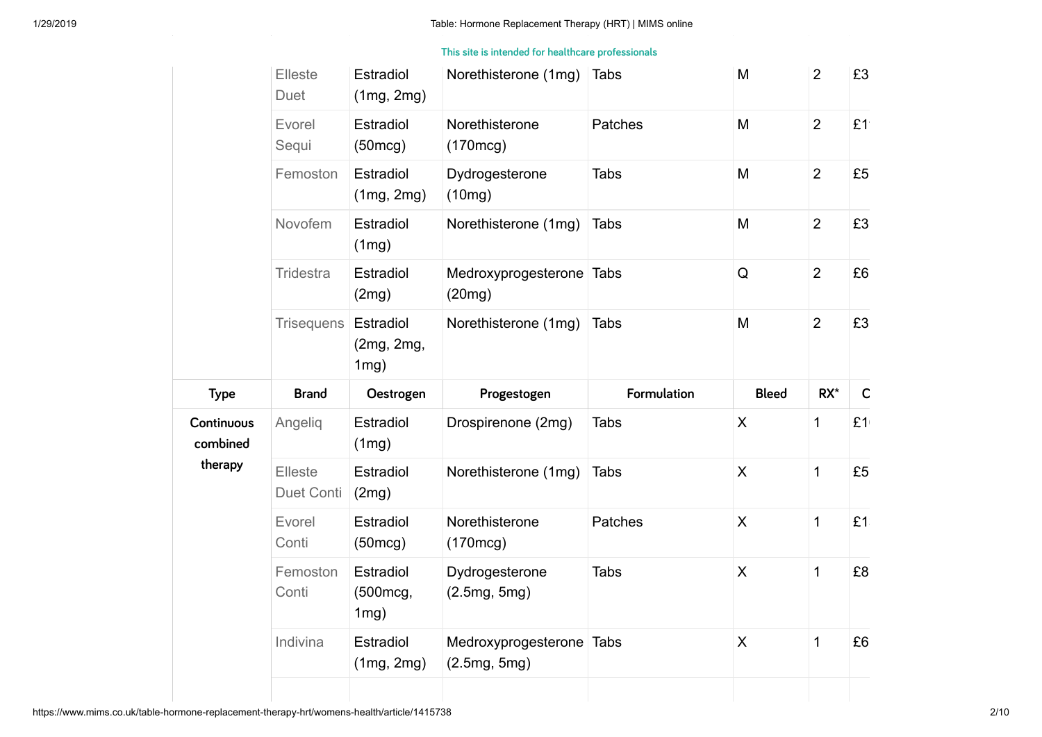This site is intended for healthcare professionals

| | Elleste Duet | Estradiol (1mg, 2mg) | Norethisterone (1mg) | Tabs | M | 2 | £3 |
|---|---|---|---|---|---|---|---|
| | Evorel Sequi | Estradiol (50mcg) | Norethisterone (170mcg) | Patches | M | 2 | £1 |
| | Femoston | Estradiol (1mg, 2mg) | Dydrogesterone (10mg) | Tabs | M | 2 | £5 |
| | Novofem | Estradiol (1mg) | Norethisterone (1mg) | Tabs | M | 2 | £3 |
| | Tridestra | Estradiol (2mg) | Medroxyprogesterone (20mg) | Tabs | Q | 2 | £6 |
| | Trisequens | Estradiol (2mg, 2mg, 1mg) | Norethisterone (1mg) | Tabs | M | 2 | £3 |

| Type | Brand | Oestrogen | Progestogen | Formulation | Bleed | RX* | C |
|---|---|---|---|---|---|---|---|
| Continuous combined therapy | Angeliq | Estradiol (1mg) | Drospirenone (2mg) | Tabs | X | 1 | £1 |
| | Elleste Duet Conti | Estradiol (2mg) | Norethisterone (1mg) | Tabs | X | 1 | £5 |
| | Evorel Conti | Estradiol (50mcg) | Norethisterone (170mcg) | Patches | X | 1 | £1 |
| | Femoston Conti | Estradiol (500mcg, 1mg) | Dydrogesterone (2.5mg, 5mg) | Tabs | X | 1 | £8 |
| | Indivina | Estradiol (1mg, 2mg) | Medroxyprogesterone (2.5mg, 5mg) | Tabs | X | 1 | £6 |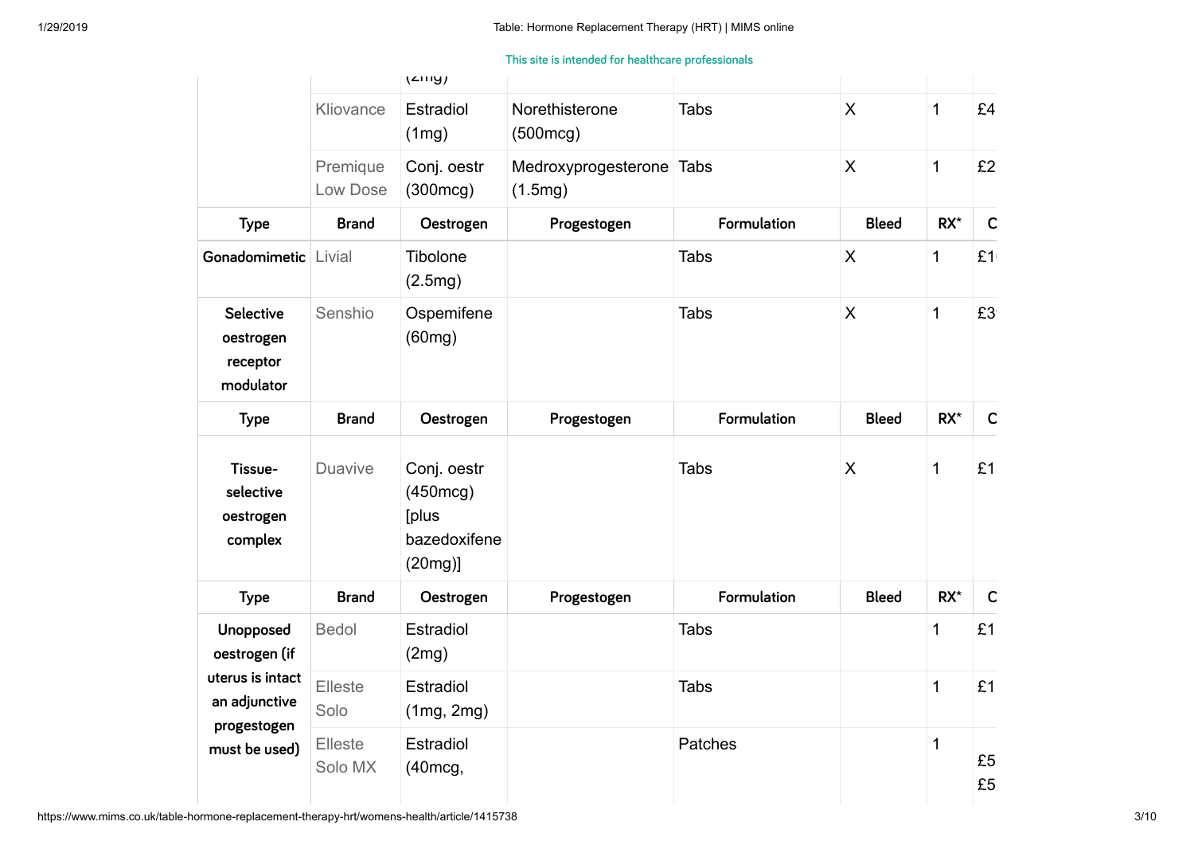| Type | Brand | Oestrogen | Progestogen | Formulation | Bleed | RX* | C |
|---|---|---|---|---|---|---|---|
| | | (2mg) | | | | | |
| | Kliovance | Estradiol (1mg) | Norethisterone (500mcg) | Tabs | X | 1 | £4 |
| | Premique Low Dose | Conj. oestr (300mcg) | Medroxyprogesterone (1.5mg) | Tabs | X | 1 | £2 |

| Type | Brand | Oestrogen | Progestogen | Formulation | Bleed | RX* | C |
|---|---|---|---|---|---|---|---|
| Gonadomimetic | Livial | Tibolone (2.5mg) | | Tabs | X | 1 | £1 |
| Selective oestrogen receptor modulator | Senshio | Ospemifene (60mg) | | Tabs | X | 1 | £3 |

| Type | Brand | Oestrogen | Progestogen | Formulation | Bleed | RX* | C |
|---|---|---|---|---|---|---|---|
| Tissue-selective oestrogen complex | Duavive | Conj. oestr (450mcg) [plus bazedoxifene (20mg)] | | Tabs | X | 1 | £1 |

| Type | Brand | Oestrogen | Progestogen | Formulation | Bleed | RX* | C |
|---|---|---|---|---|---|---|---|
| Unopposed oestrogen (if uterus is intact an adjunctive progestogen must be used) | Bedol | Estradiol (2mg) | | Tabs | | 1 | £1 |
| | Elleste Solo | Estradiol (1mg, 2mg) | | Tabs | | 1 | £1 |
| | Elleste Solo MX | Estradiol (40mcg, | | Patches | | 1 | £5 £5 |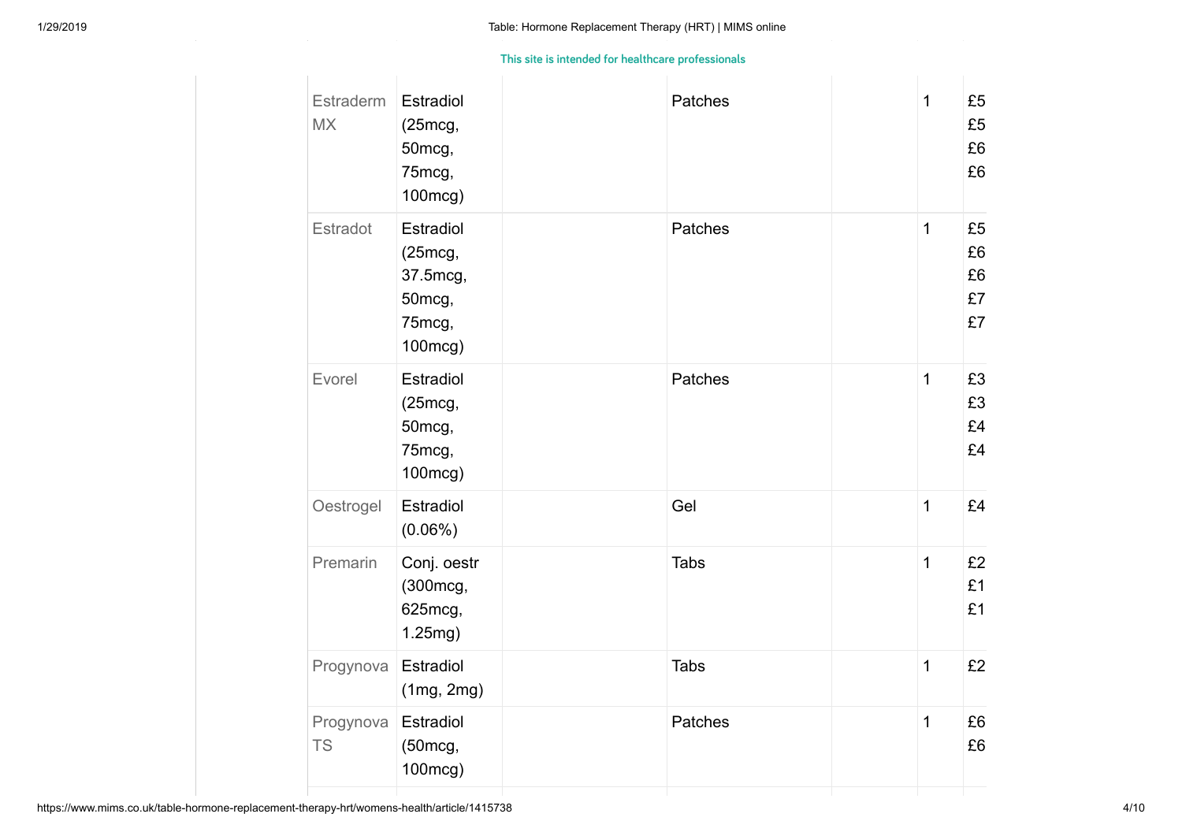This site is intended for healthcare professionals

| | | | | | | |
|---|---|---|---|---|---|---|
| Estraderm MX | Estradiol (25mcg, 50mcg, 75mcg, 100mcg) | | Patches | | 1 | £5 £5 £6 £6 |
| Estradot | Estradiol (25mcg, 37.5mcg, 50mcg, 75mcg, 100mcg) | | Patches | | 1 | £5 £6 £6 £7 £7 |
| Evorel | Estradiol (25mcg, 50mcg, 75mcg, 100mcg) | | Patches | | 1 | £3 £3 £4 £4 |
| Oestrogel | Estradiol (0.06%) | | Gel | | 1 | £4 |
| Premarin | Conj. oestr (300mcg, 625mcg, 1.25mg) | | Tabs | | 1 | £2 £1 £1 |
| Progynova | Estradiol (1mg, 2mg) | | Tabs | | 1 | £2 |
| Progynova TS | Estradiol (50mcg, 100mcg) | | Patches | | 1 | £6 £6 |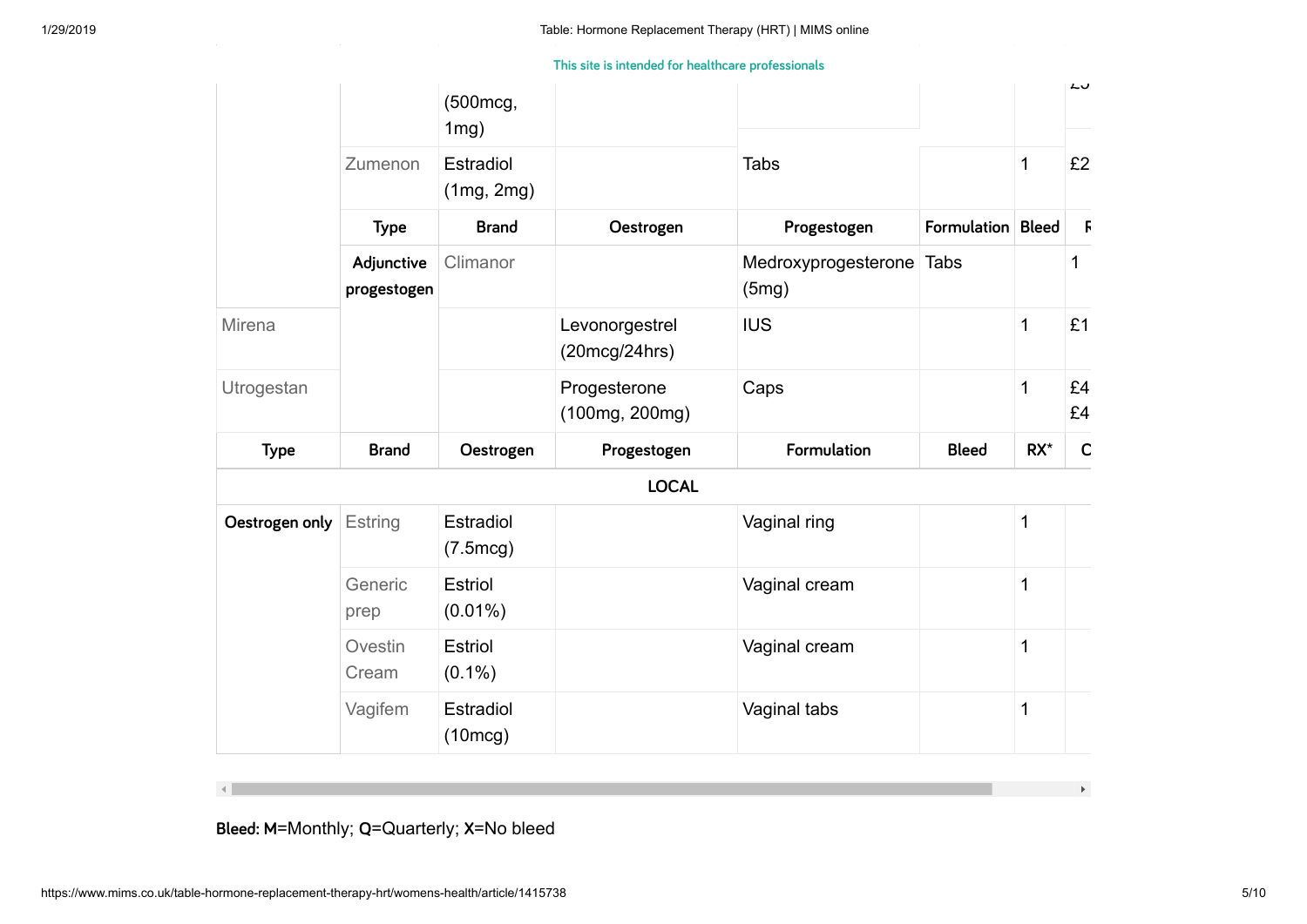| | | (500mcg, 1mg) | | | | | |
|---|---|---|---|---|---|---|---|
| | Zumenon | Estradiol (1mg, 2mg) | | Tabs | | 1 | £2 |
| | Type | Brand | Oestrogen | Progestogen | Formulation | Bleed | R |
| | **Adjunctive progestogen** | Climanor | | Medroxyprogesterone (5mg) | Tabs | | 1 |
| Mirena | | | Levonorgestrel (20mcg/24hrs) | IUS | | 1 | £1 |
| Utrogestan | | | Progesterone (100mg, 200mg) | Caps | | 1 | £4 £4 |
| **Type** | **Brand** | **Oestrogen** | **Progestogen** | **Formulation** | **Bleed** | **RX*** | **C** |
| | | | **LOCAL** | | | | |
| **Oestrogen only** | Estring | Estradiol (7.5mcg) | | Vaginal ring | | 1 | |
| | Generic prep | Estriol (0.01%) | | Vaginal cream | | 1 | |
| | Ovestin Cream | Estriol (0.1%) | | Vaginal cream | | 1 | |
| | Vagifem | Estradiol (10mcg) | | Vaginal tabs | | 1 | |

**Bleed:** **M**=Monthly; **Q**=Quarterly; **X**=No bleed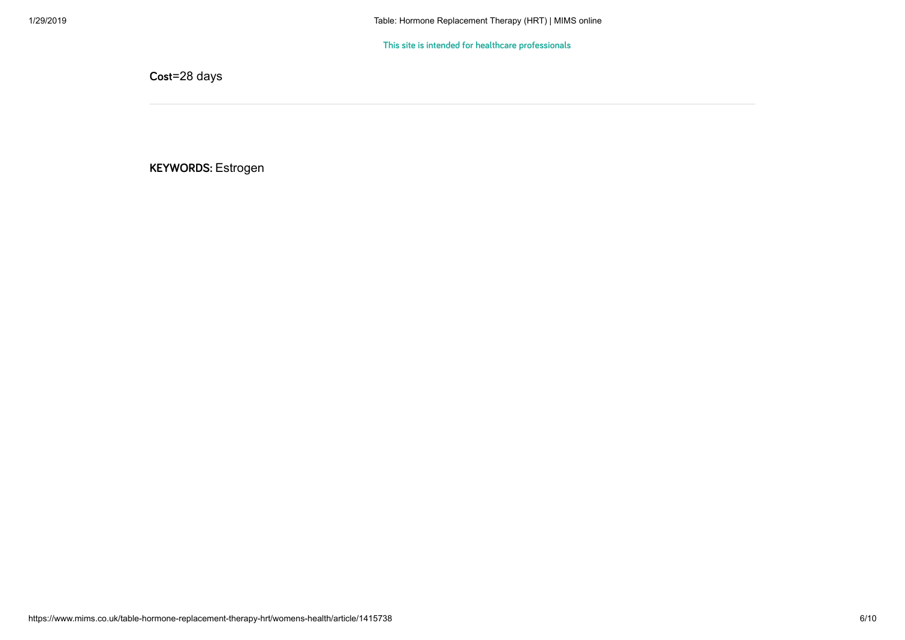This site is intended for healthcare professionals

**Cost**=28 days

---

**KEYWORDS:** Estrogen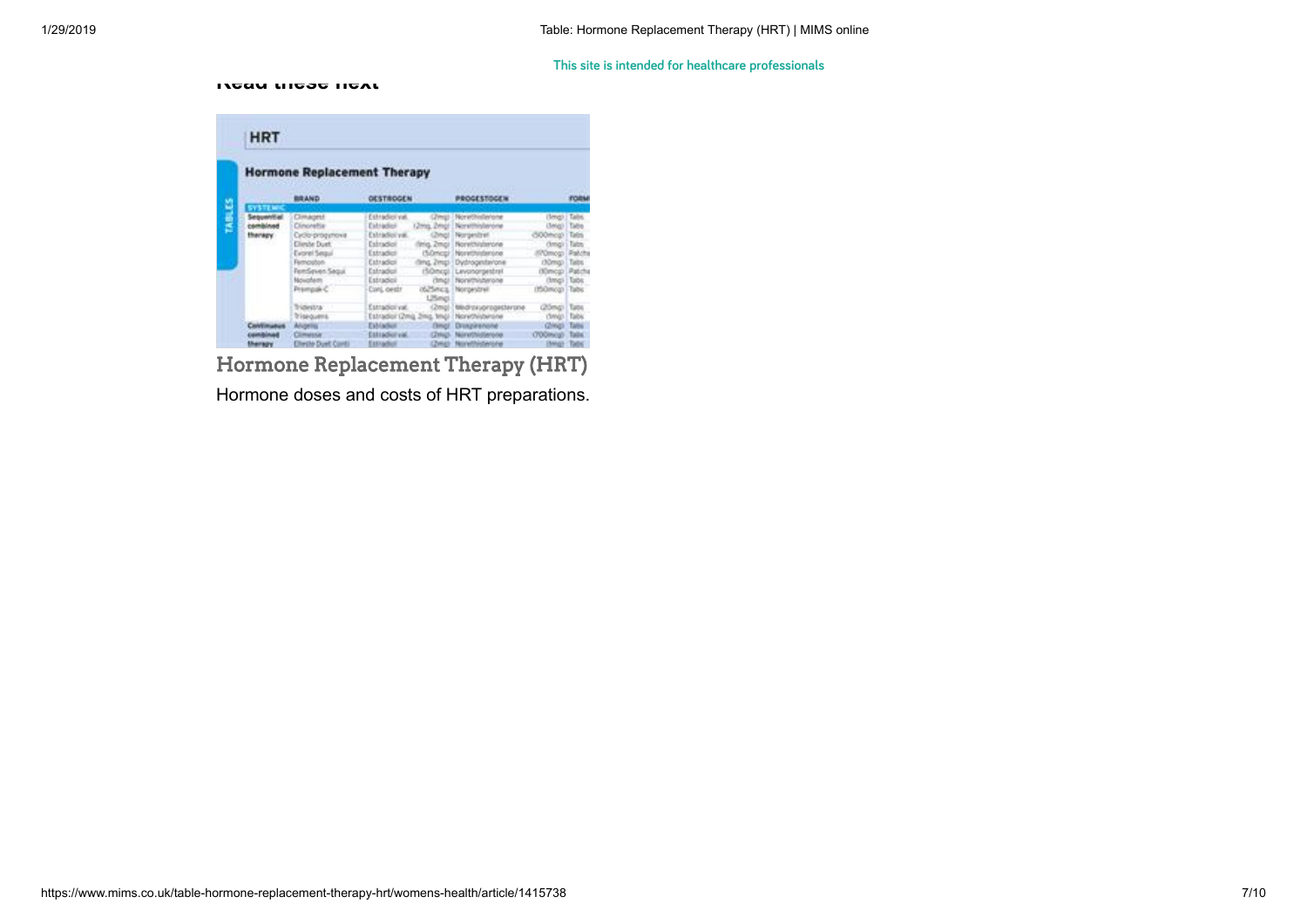This site is intended for healthcare professionals

Read these next

Hormone Replacement Therapy (HRT)

Hormone doses and costs of HRT preparations.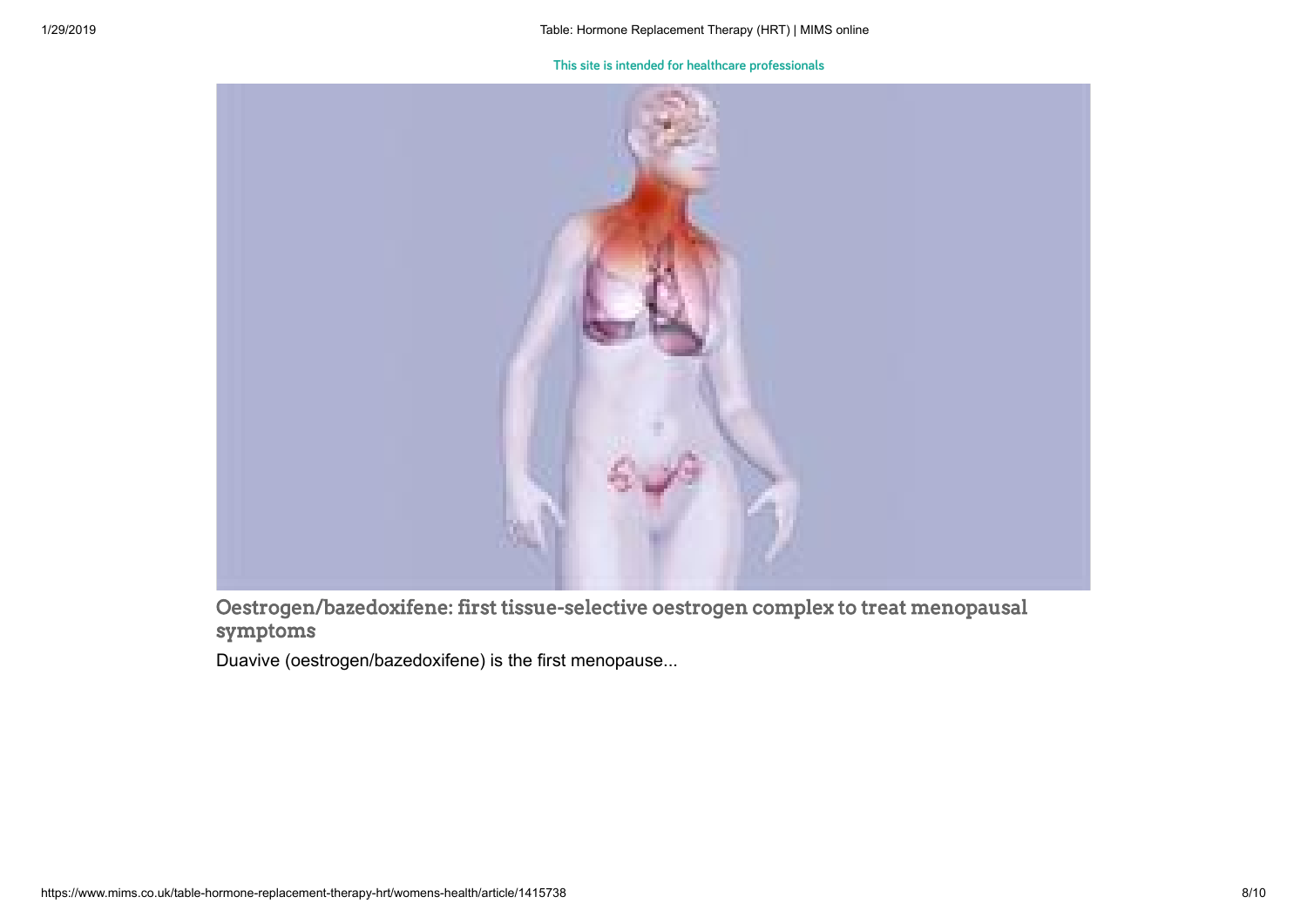This site is intended for healthcare professionals

## Oestrogen/bazedoxifene: first tissue-selective oestrogen complex to treat menopausal symptoms

Duavive (oestrogen/bazedoxifene) is the first menopause...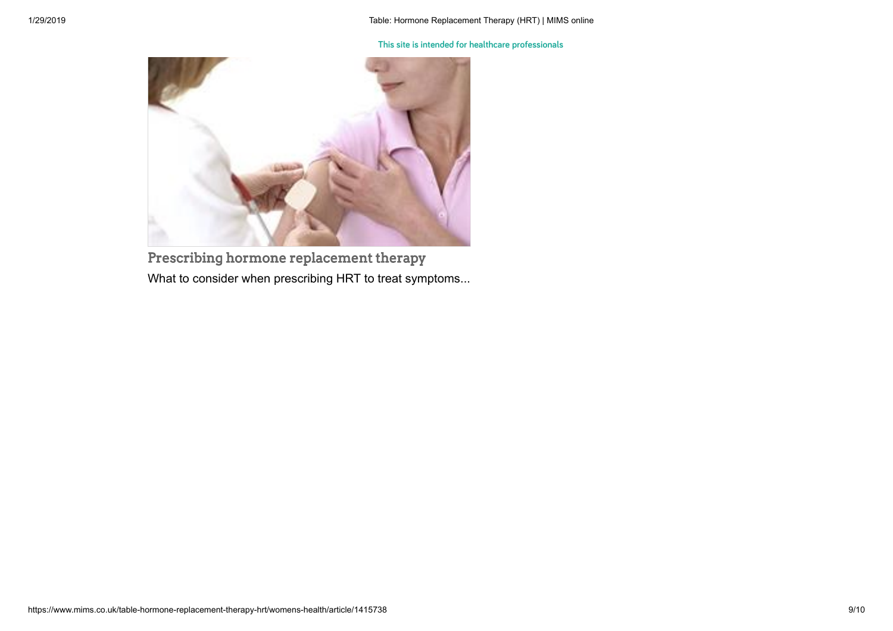This site is intended for healthcare professionals

### Prescribing hormone replacement therapy

What to consider when prescribing HRT to treat symptoms...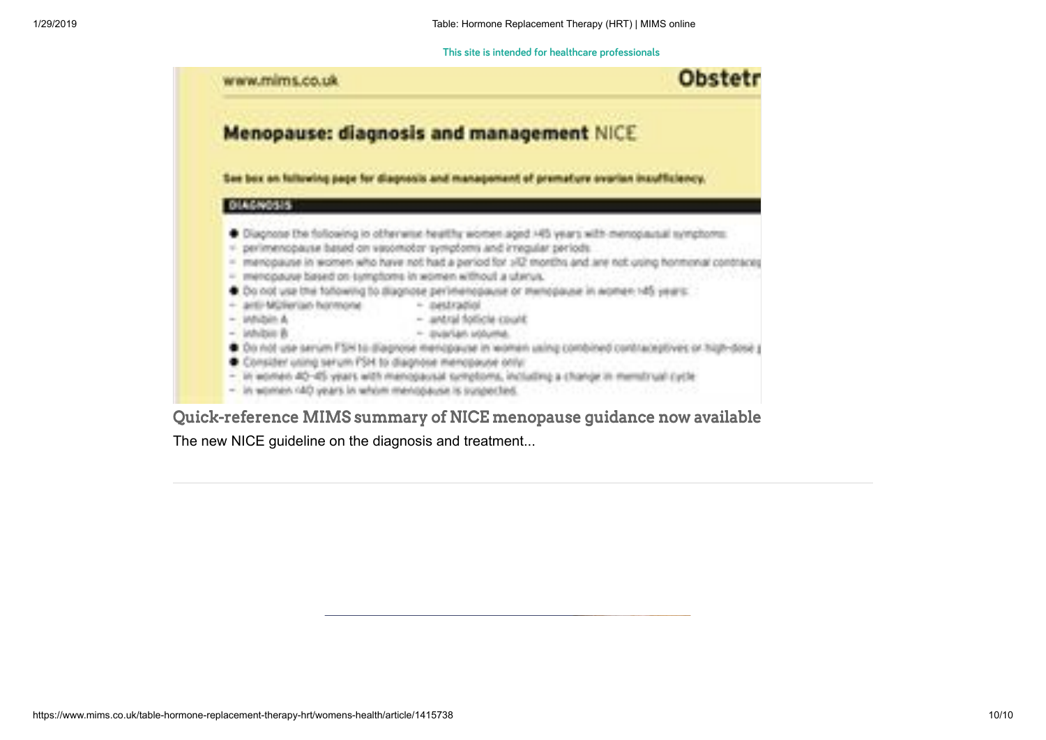This site is intended for healthcare professionals

www.mims.co.uk

Obstetr

## Menopause: diagnosis and management NICE

See box on following page for diagnosis and management of premature ovarian insufficiency.

**DIAGNOSIS**

- Diagnose the following in otherwise healthy women aged >45 years with menopausal symptoms:
  - perimenopause based on vasomotor symptoms and irregular periods
  - menopause in women who have not had a period for ≥12 months and are not using hormonal contracep
  - menopause based on symptoms in women without a uterus.
- Do not use the following to diagnose perimenopause or menopause in women >45 years:
  - anti-Müllerian hormone
  - inhibin A
  - inhibin B
  - oestradiol
  - antral follicle count
  - ovarian volume.
- Do not use serum FSH to diagnose menopause in women using combined contraceptives or high-dose p
- Consider using serum FSH to diagnose menopause only:
  - in women 40–45 years with menopausal symptoms, including a change in menstrual cycle
  - in women <40 years in whom menopause is suspected.

### Quick-reference MIMS summary of NICE menopause guidance now available

The new NICE guideline on the diagnosis and treatment...